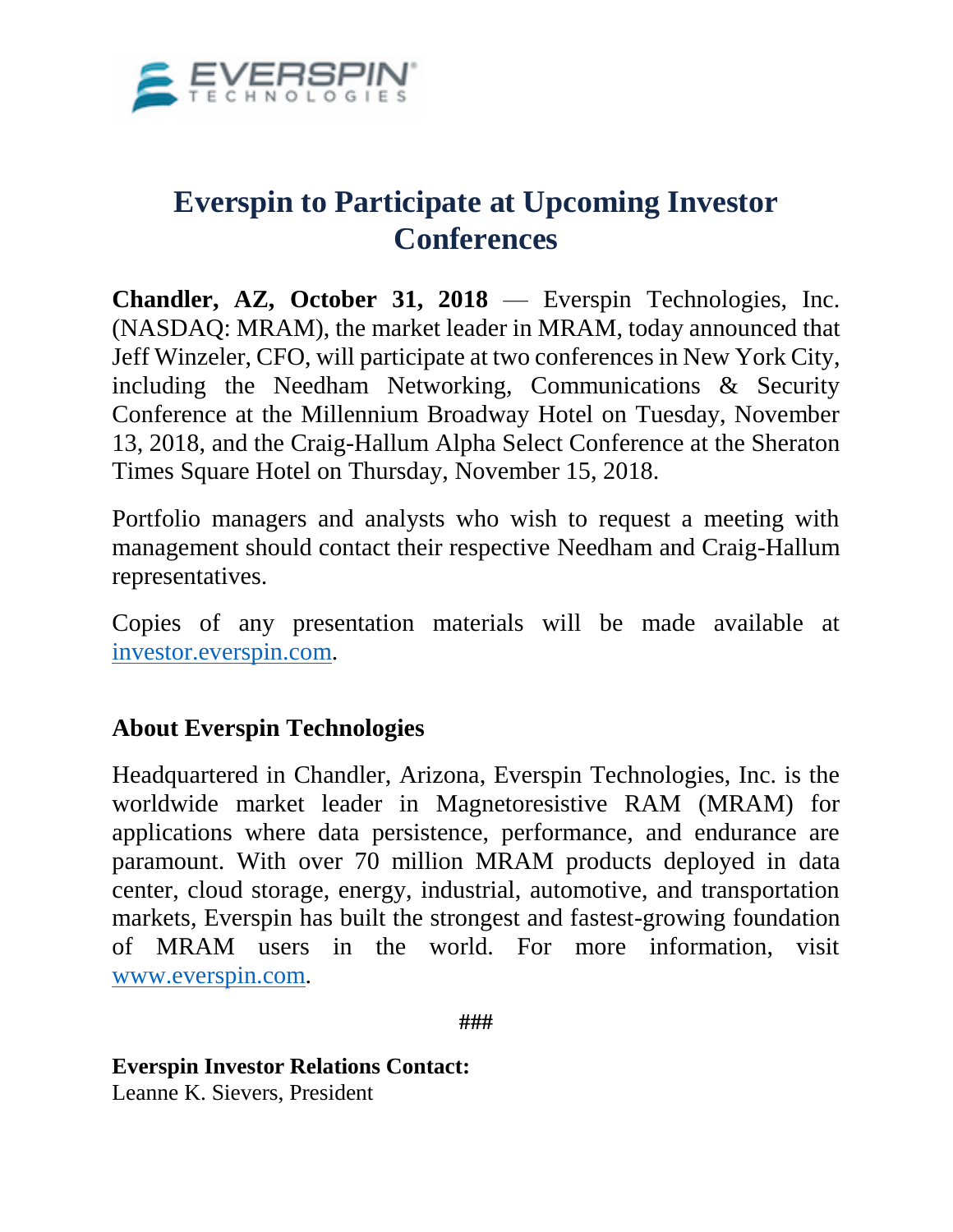# Everspin to Participate at Upcoming Investor Conferences

**Chandler, AZ, October 31, 2018** — Everspin Technologies, Inc. (NASDAQ: MRAM), the market leader in MRAM, today announced that Jeff Winzeler, CFO, will participate at two conferences in New York City, including the Needham Networking, Communications & Security Conference at the Millennium Broadway Hotel on Tuesday, November 13, 2018, and the Craig-Hallum Alpha Select Conference at the Sheraton Times Square Hotel on Thursday, November 15, 2018.

Portfolio managers and analysts who wish to request a meeting with management should contact their respective Needham and Craig-Hallum representatives.

Copies of any presentation materials will be made available at investor.everspin.com.

## About Everspin Technologies

Headquartered in Chandler, Arizona, Everspin Technologies, Inc. is the worldwide market leader in Magnetoresistive RAM (MRAM) for applications where data persistence, performance, and endurance are paramount. With over 70 million MRAM products deployed in data center, cloud storage, energy, industrial, automotive, and transportation markets, Everspin has built the strongest and fastest-growing foundation of MRAM users in the world. For more information, visit www.everspin.com.

###

**Everspin Investor Relations Contact:**
Leanne K. Sievers, President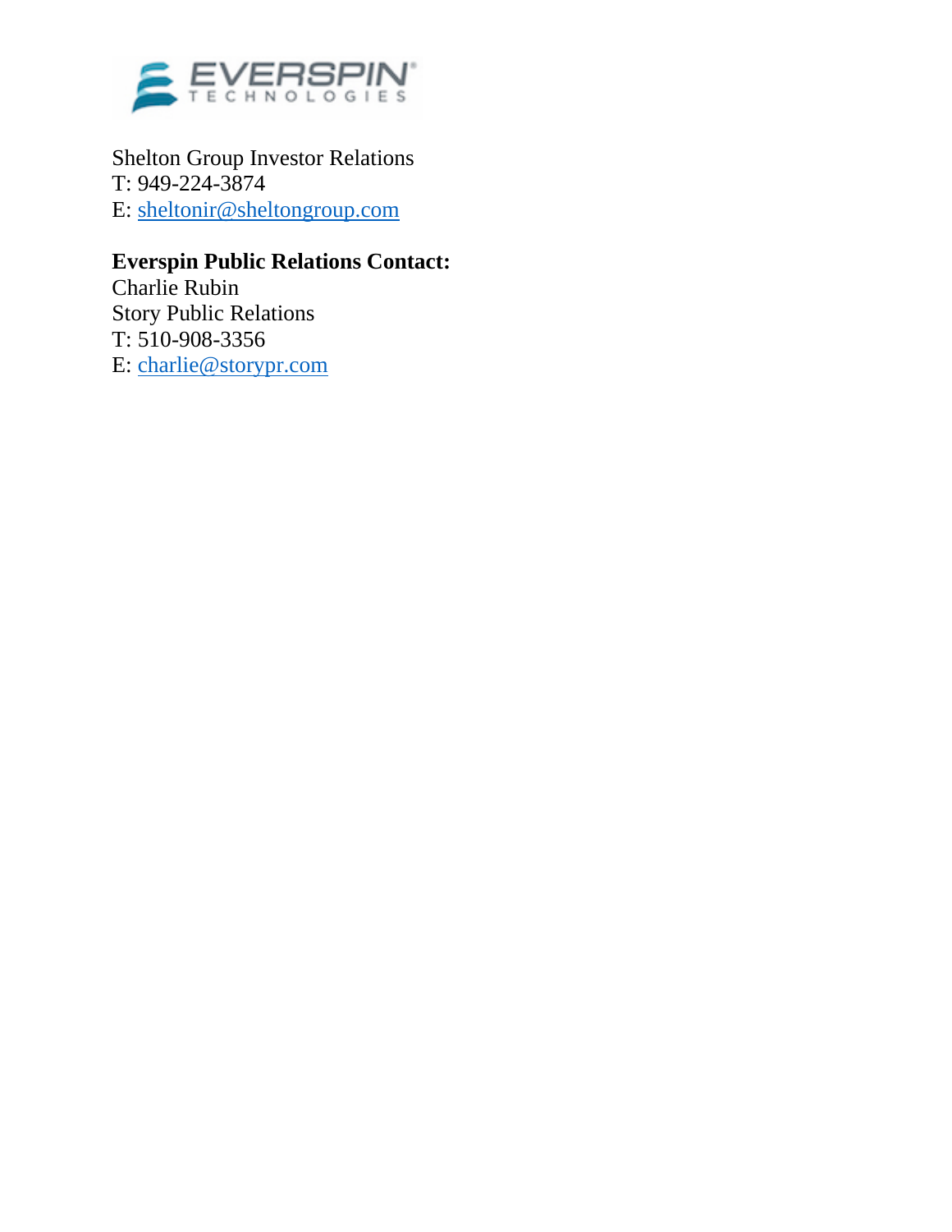Shelton Group Investor Relations
T: 949-224-3874
E: sheltonir@sheltongroup.com

**Everspin Public Relations Contact:**
Charlie Rubin
Story Public Relations
T: 510-908-3356
E: charlie@storypr.com